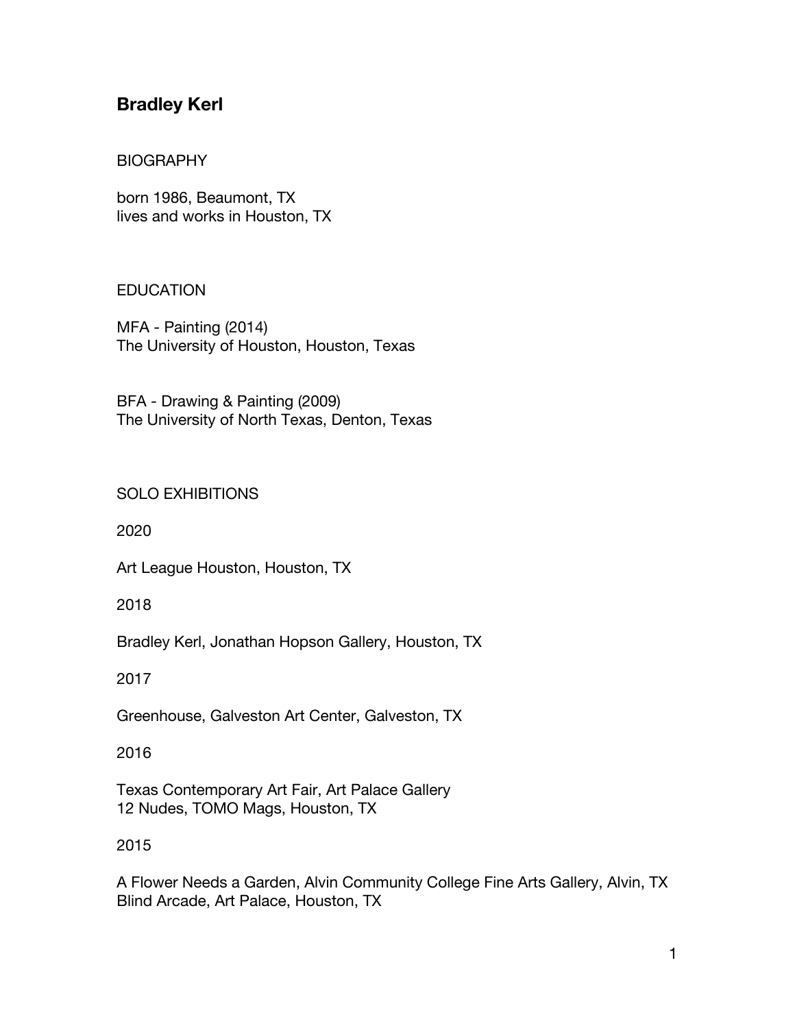# Bradley Kerl

## BIOGRAPHY

born 1986, Beaumont, TX
lives and works in Houston, TX

## EDUCATION

MFA - Painting (2014)
The University of Houston, Houston, Texas

BFA - Drawing & Painting (2009)
The University of North Texas, Denton, Texas

## SOLO EXHIBITIONS

2020

Art League Houston, Houston, TX

2018

Bradley Kerl, Jonathan Hopson Gallery, Houston, TX

2017

Greenhouse, Galveston Art Center, Galveston, TX

2016

Texas Contemporary Art Fair, Art Palace Gallery
12 Nudes, TOMO Mags, Houston, TX

2015

A Flower Needs a Garden, Alvin Community College Fine Arts Gallery, Alvin, TX
Blind Arcade, Art Palace, Houston, TX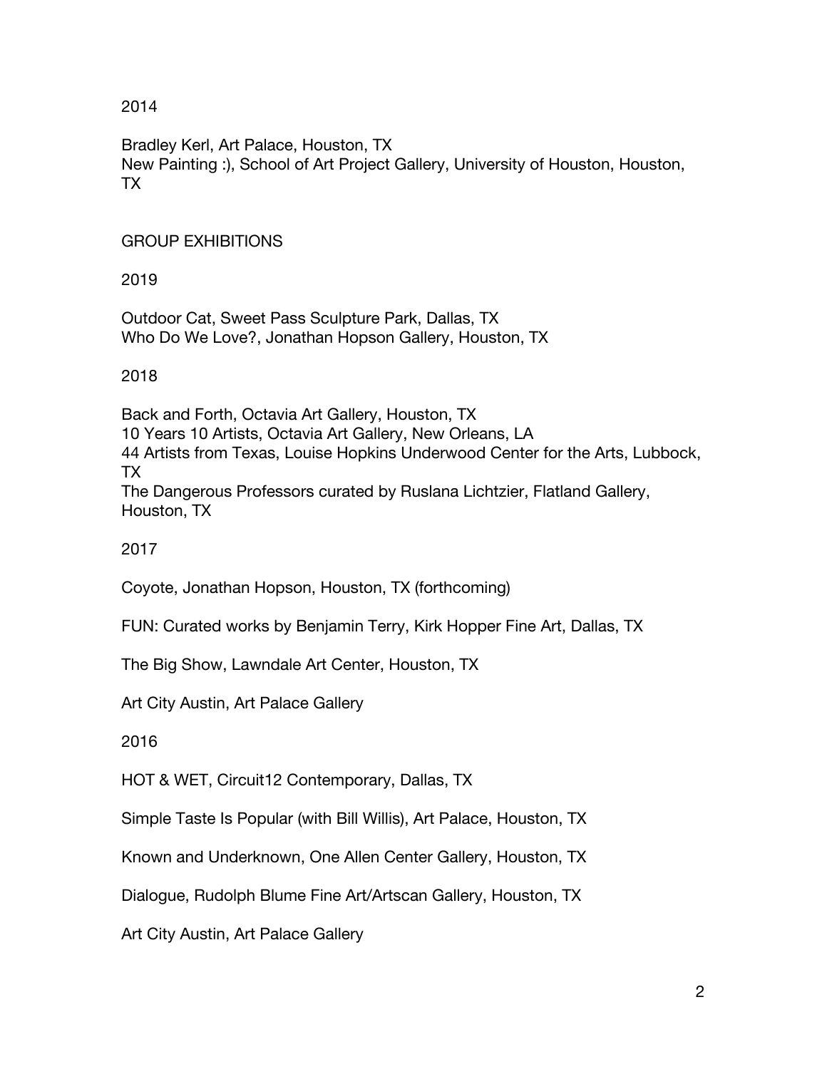2014

Bradley Kerl, Art Palace, Houston, TX
New Painting :), School of Art Project Gallery, University of Houston, Houston, TX

## GROUP EXHIBITIONS

2019

Outdoor Cat, Sweet Pass Sculpture Park, Dallas, TX
Who Do We Love?, Jonathan Hopson Gallery, Houston, TX

2018

Back and Forth, Octavia Art Gallery, Houston, TX
10 Years 10 Artists, Octavia Art Gallery, New Orleans, LA
44 Artists from Texas, Louise Hopkins Underwood Center for the Arts, Lubbock, TX
The Dangerous Professors curated by Ruslana Lichtzier, Flatland Gallery, Houston, TX

2017

Coyote, Jonathan Hopson, Houston, TX (forthcoming)

FUN: Curated works by Benjamin Terry, Kirk Hopper Fine Art, Dallas, TX

The Big Show, Lawndale Art Center, Houston, TX

Art City Austin, Art Palace Gallery

2016

HOT & WET, Circuit12 Contemporary, Dallas, TX

Simple Taste Is Popular (with Bill Willis), Art Palace, Houston, TX

Known and Underknown, One Allen Center Gallery, Houston, TX

Dialogue, Rudolph Blume Fine Art/Artscan Gallery, Houston, TX

Art City Austin, Art Palace Gallery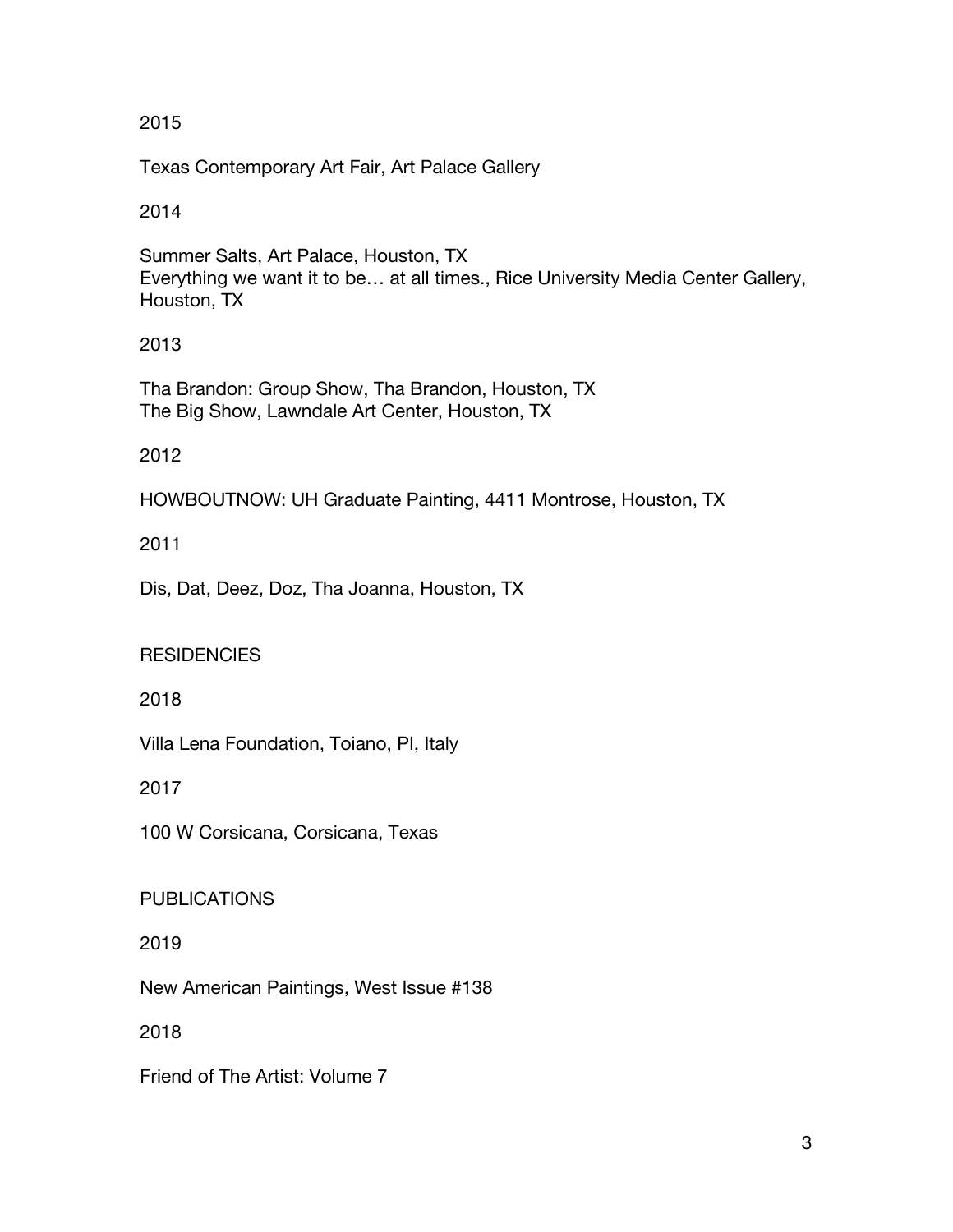2015

Texas Contemporary Art Fair, Art Palace Gallery

2014

Summer Salts, Art Palace, Houston, TX
Everything we want it to be… at all times., Rice University Media Center Gallery, Houston, TX

2013

Tha Brandon: Group Show, Tha Brandon, Houston, TX
The Big Show, Lawndale Art Center, Houston, TX

2012

HOWBOUTNOW: UH Graduate Painting, 4411 Montrose, Houston, TX

2011

Dis, Dat, Deez, Doz, Tha Joanna, Houston, TX

## RESIDENCIES

2018

Villa Lena Foundation, Toiano, PI, Italy

2017

100 W Corsicana, Corsicana, Texas

## PUBLICATIONS

2019

New American Paintings, West Issue #138

2018

Friend of The Artist: Volume 7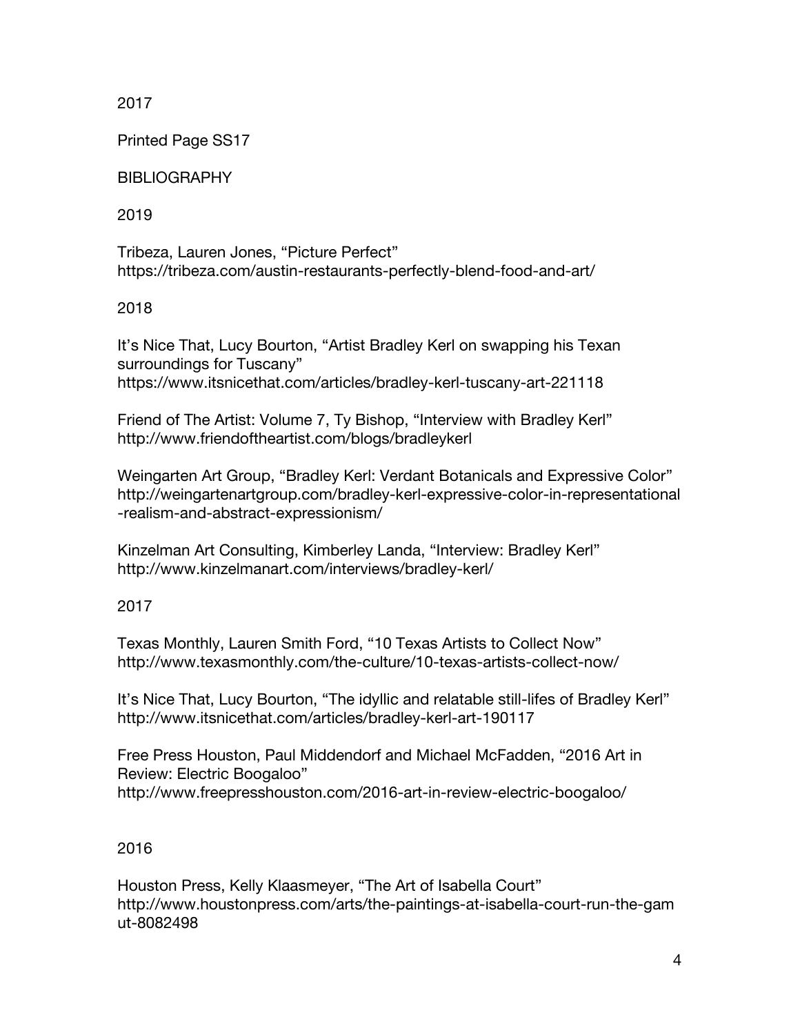2017

Printed Page SS17

## BIBLIOGRAPHY

### 2019

Tribeza, Lauren Jones, "Picture Perfect"
https://tribeza.com/austin-restaurants-perfectly-blend-food-and-art/

### 2018

It's Nice That, Lucy Bourton, "Artist Bradley Kerl on swapping his Texan surroundings for Tuscany"
https://www.itsnicethat.com/articles/bradley-kerl-tuscany-art-221118

Friend of The Artist: Volume 7, Ty Bishop, "Interview with Bradley Kerl"
http://www.friendoftheartist.com/blogs/bradleykerl

Weingarten Art Group, "Bradley Kerl: Verdant Botanicals and Expressive Color"
http://weingartenartgroup.com/bradley-kerl-expressive-color-in-representational-realism-and-abstract-expressionism/

Kinzelman Art Consulting, Kimberley Landa, "Interview: Bradley Kerl"
http://www.kinzelmanart.com/interviews/bradley-kerl/

### 2017

Texas Monthly, Lauren Smith Ford, "10 Texas Artists to Collect Now"
http://www.texasmonthly.com/the-culture/10-texas-artists-collect-now/

It's Nice That, Lucy Bourton, "The idyllic and relatable still-lifes of Bradley Kerl"
http://www.itsnicethat.com/articles/bradley-kerl-art-190117

Free Press Houston, Paul Middendorf and Michael McFadden, "2016 Art in Review: Electric Boogaloo"
http://www.freepresshouston.com/2016-art-in-review-electric-boogaloo/

### 2016

Houston Press, Kelly Klaasmeyer, "The Art of Isabella Court"
http://www.houstonpress.com/arts/the-paintings-at-isabella-court-run-the-gamut-8082498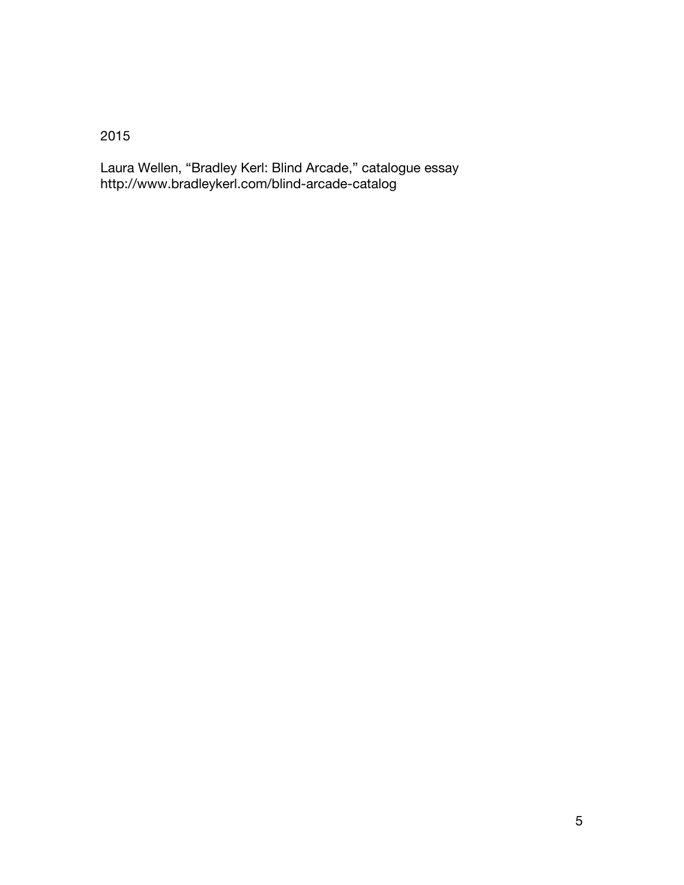2015

Laura Wellen, “Bradley Kerl: Blind Arcade,” catalogue essay
http://www.bradleykerl.com/blind-arcade-catalog